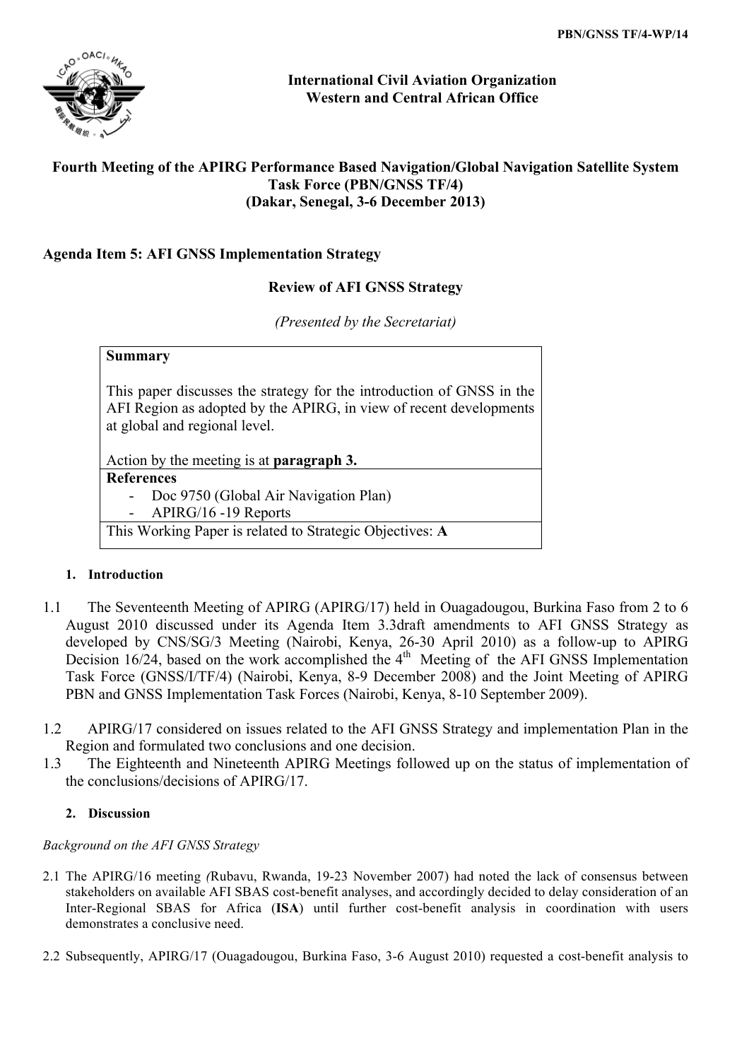PBN/GNSS TF/4-WP/14

**International Civil Aviation Organization**
**Western and Central African Office**

**Fourth Meeting of the APIRG Performance Based Navigation/Global Navigation Satellite System Task Force (PBN/GNSS TF/4)**
**(Dakar, Senegal, 3-6 December 2013)**

**Agenda Item 5: AFI GNSS Implementation Strategy**

**Review of AFI GNSS Strategy**

*(Presented by the Secretariat)*

| **Summary** |
|---|
| This paper discusses the strategy for the introduction of GNSS in the AFI Region as adopted by the APIRG, in view of recent developments at global and regional level.<br><br>Action by the meeting is at **paragraph 3.** |
| **References**<br>- Doc 9750 (Global Air Navigation Plan)<br>- APIRG/16 -19 Reports |
| This Working Paper is related to Strategic Objectives: **A** |

## 1. Introduction

1.1 The Seventeenth Meeting of APIRG (APIRG/17) held in Ouagadougou, Burkina Faso from 2 to 6 August 2010 discussed under its Agenda Item 3.3draft amendments to AFI GNSS Strategy as developed by CNS/SG/3 Meeting (Nairobi, Kenya, 26-30 April 2010) as a follow-up to APIRG Decision 16/24, based on the work accomplished the 4th Meeting of the AFI GNSS Implementation Task Force (GNSS/I/TF/4) (Nairobi, Kenya, 8-9 December 2008) and the Joint Meeting of APIRG PBN and GNSS Implementation Task Forces (Nairobi, Kenya, 8-10 September 2009).

1.2 APIRG/17 considered on issues related to the AFI GNSS Strategy and implementation Plan in the Region and formulated two conclusions and one decision.

1.3 The Eighteenth and Nineteenth APIRG Meetings followed up on the status of implementation of the conclusions/decisions of APIRG/17.

## 2. Discussion

*Background on the AFI GNSS Strategy*

2.1 The APIRG/16 meeting *(*Rubavu, Rwanda, 19-23 November 2007) had noted the lack of consensus between stakeholders on available AFI SBAS cost-benefit analyses, and accordingly decided to delay consideration of an Inter-Regional SBAS for Africa (**ISA**) until further cost-benefit analysis in coordination with users demonstrates a conclusive need.

2.2 Subsequently, APIRG/17 (Ouagadougou, Burkina Faso, 3-6 August 2010) requested a cost-benefit analysis to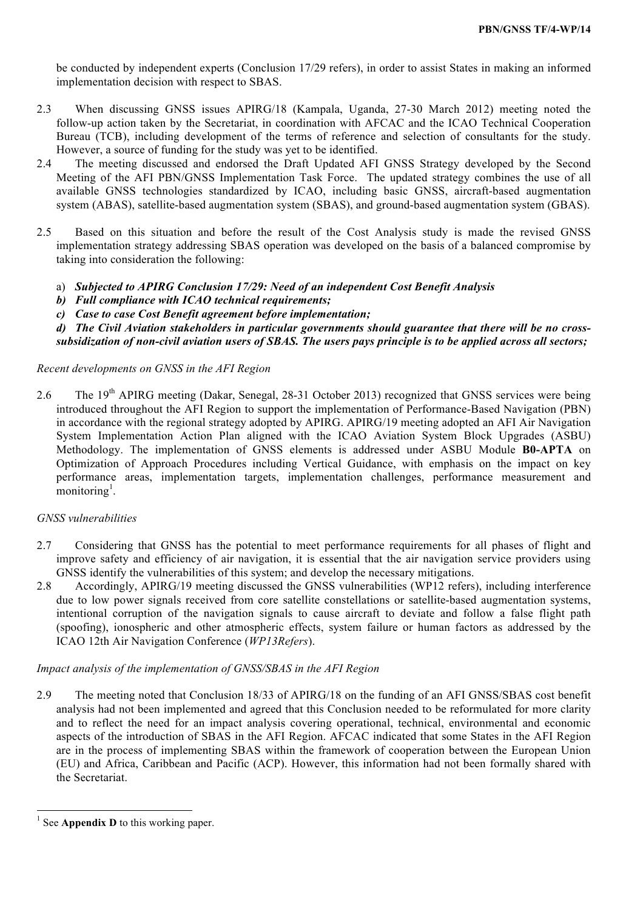be conducted by independent experts (Conclusion 17/29 refers), in order to assist States in making an informed implementation decision with respect to SBAS.

2.3 When discussing GNSS issues APIRG/18 (Kampala, Uganda, 27-30 March 2012) meeting noted the follow-up action taken by the Secretariat, in coordination with AFCAC and the ICAO Technical Cooperation Bureau (TCB), including development of the terms of reference and selection of consultants for the study. However, a source of funding for the study was yet to be identified.

2.4 The meeting discussed and endorsed the Draft Updated AFI GNSS Strategy developed by the Second Meeting of the AFI PBN/GNSS Implementation Task Force. The updated strategy combines the use of all available GNSS technologies standardized by ICAO, including basic GNSS, aircraft-based augmentation system (ABAS), satellite-based augmentation system (SBAS), and ground-based augmentation system (GBAS).

2.5 Based on this situation and before the result of the Cost Analysis study is made the revised GNSS implementation strategy addressing SBAS operation was developed on the basis of a balanced compromise by taking into consideration the following:

a) ***Subjected to APIRG Conclusion 17/29: Need of an independent Cost Benefit Analysis***
***b) Full compliance with ICAO technical requirements;***
***c) Case to case Cost Benefit agreement before implementation;***
***d) The Civil Aviation stakeholders in particular governments should guarantee that there will be no cross-subsidization of non-civil aviation users of SBAS. The users pays principle is to be applied across all sectors;***

*Recent developments on GNSS in the AFI Region*

2.6 The 19th APIRG meeting (Dakar, Senegal, 28-31 October 2013) recognized that GNSS services were being introduced throughout the AFI Region to support the implementation of Performance-Based Navigation (PBN) in accordance with the regional strategy adopted by APIRG. APIRG/19 meeting adopted an AFI Air Navigation System Implementation Action Plan aligned with the ICAO Aviation System Block Upgrades (ASBU) Methodology. The implementation of GNSS elements is addressed under ASBU Module **B0-APTA** on Optimization of Approach Procedures including Vertical Guidance, with emphasis on the impact on key performance areas, implementation targets, implementation challenges, performance measurement and monitoring[1].

*GNSS vulnerabilities*

2.7 Considering that GNSS has the potential to meet performance requirements for all phases of flight and improve safety and efficiency of air navigation, it is essential that the air navigation service providers using GNSS identify the vulnerabilities of this system; and develop the necessary mitigations.

2.8 Accordingly, APIRG/19 meeting discussed the GNSS vulnerabilities (WP12 refers), including interference due to low power signals received from core satellite constellations or satellite-based augmentation systems, intentional corruption of the navigation signals to cause aircraft to deviate and follow a false flight path (spoofing), ionospheric and other atmospheric effects, system failure or human factors as addressed by the ICAO 12th Air Navigation Conference (*WP13Refers*).

*Impact analysis of the implementation of GNSS/SBAS in the AFI Region*

2.9 The meeting noted that Conclusion 18/33 of APIRG/18 on the funding of an AFI GNSS/SBAS cost benefit analysis had not been implemented and agreed that this Conclusion needed to be reformulated for more clarity and to reflect the need for an impact analysis covering operational, technical, environmental and economic aspects of the introduction of SBAS in the AFI Region. AFCAC indicated that some States in the AFI Region are in the process of implementing SBAS within the framework of cooperation between the European Union (EU) and Africa, Caribbean and Pacific (ACP). However, this information had not been formally shared with the Secretariat.

---

[1] See **Appendix D** to this working paper.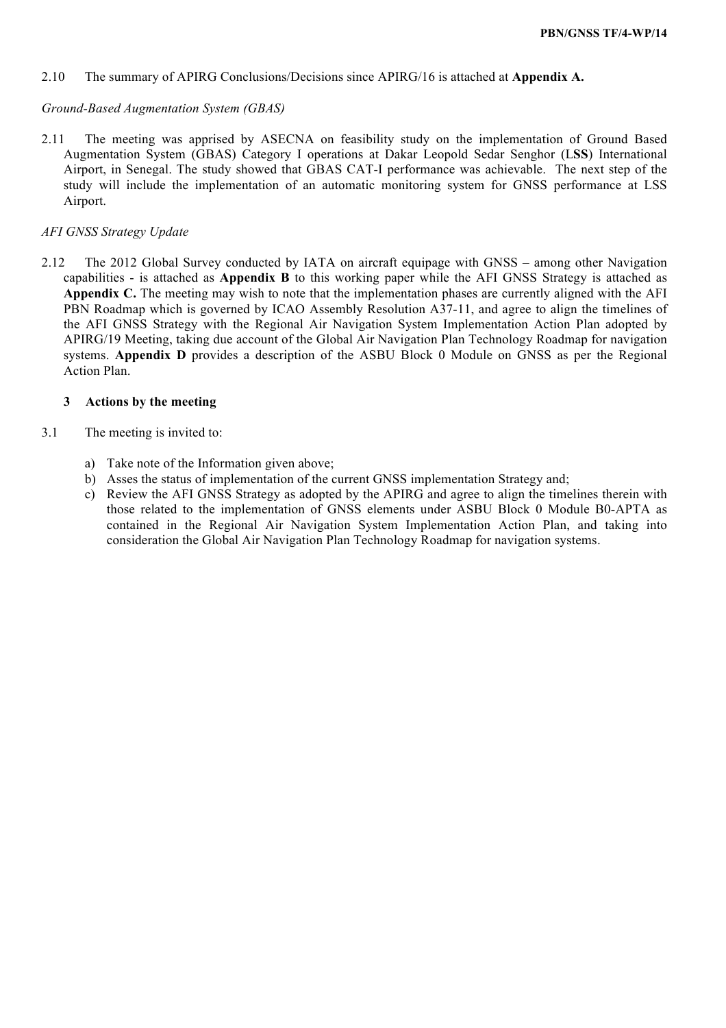2.10 The summary of APIRG Conclusions/Decisions since APIRG/16 is attached at **Appendix A.**

*Ground-Based Augmentation System (GBAS)*

2.11 The meeting was apprised by ASECNA on feasibility study on the implementation of Ground Based Augmentation System (GBAS) Category I operations at Dakar Leopold Sedar Senghor (L**SS**) International Airport, in Senegal. The study showed that GBAS CAT-I performance was achievable. The next step of the study will include the implementation of an automatic monitoring system for GNSS performance at LSS Airport.

*AFI GNSS Strategy Update*

2.12 The 2012 Global Survey conducted by IATA on aircraft equipage with GNSS – among other Navigation capabilities - is attached as **Appendix B** to this working paper while the AFI GNSS Strategy is attached as **Appendix C.** The meeting may wish to note that the implementation phases are currently aligned with the AFI PBN Roadmap which is governed by ICAO Assembly Resolution A37-11, and agree to align the timelines of the AFI GNSS Strategy with the Regional Air Navigation System Implementation Action Plan adopted by APIRG/19 Meeting, taking due account of the Global Air Navigation Plan Technology Roadmap for navigation systems. **Appendix D** provides a description of the ASBU Block 0 Module on GNSS as per the Regional Action Plan.

## 3 Actions by the meeting

3.1 The meeting is invited to:

a) Take note of the Information given above;
b) Asses the status of implementation of the current GNSS implementation Strategy and;
c) Review the AFI GNSS Strategy as adopted by the APIRG and agree to align the timelines therein with those related to the implementation of GNSS elements under ASBU Block 0 Module B0-APTA as contained in the Regional Air Navigation System Implementation Action Plan, and taking into consideration the Global Air Navigation Plan Technology Roadmap for navigation systems.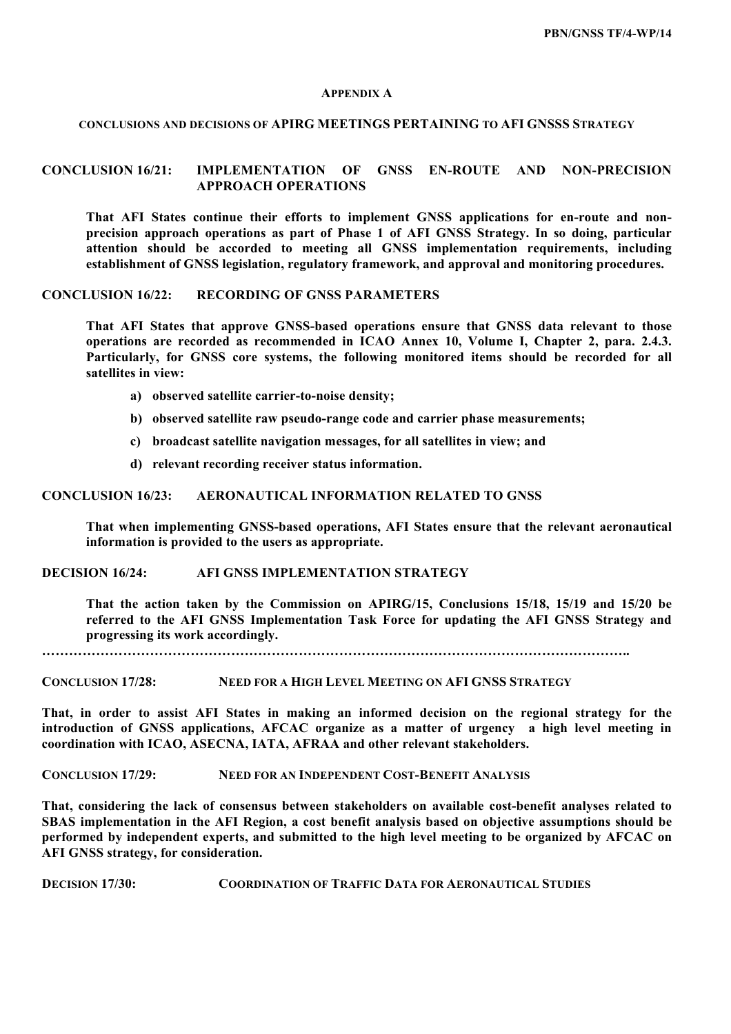## APPENDIX A

### CONCLUSIONS AND DECISIONS OF APIRG MEETINGS PERTAINING TO AFI GNSSS STRATEGY

**CONCLUSION 16/21: IMPLEMENTATION OF GNSS EN-ROUTE AND NON-PRECISION APPROACH OPERATIONS**

**That AFI States continue their efforts to implement GNSS applications for en-route and non-precision approach operations as part of Phase 1 of AFI GNSS Strategy. In so doing, particular attention should be accorded to meeting all GNSS implementation requirements, including establishment of GNSS legislation, regulatory framework, and approval and monitoring procedures.**

**CONCLUSION 16/22: RECORDING OF GNSS PARAMETERS**

**That AFI States that approve GNSS-based operations ensure that GNSS data relevant to those operations are recorded as recommended in ICAO Annex 10, Volume I, Chapter 2, para. 2.4.3. Particularly, for GNSS core systems, the following monitored items should be recorded for all satellites in view:**

- **a) observed satellite carrier-to-noise density;**
- **b) observed satellite raw pseudo-range code and carrier phase measurements;**
- **c) broadcast satellite navigation messages, for all satellites in view; and**
- **d) relevant recording receiver status information.**

**CONCLUSION 16/23: AERONAUTICAL INFORMATION RELATED TO GNSS**

**That when implementing GNSS-based operations, AFI States ensure that the relevant aeronautical information is provided to the users as appropriate.**

**DECISION 16/24: AFI GNSS IMPLEMENTATION STRATEGY**

**That the action taken by the Commission on APIRG/15, Conclusions 15/18, 15/19 and 15/20 be referred to the AFI GNSS Implementation Task Force for updating the AFI GNSS Strategy and progressing its work accordingly.**

……………………………………………………………………………………………………………..

**CONCLUSION 17/28: NEED FOR A HIGH LEVEL MEETING ON AFI GNSS STRATEGY**

**That, in order to assist AFI States in making an informed decision on the regional strategy for the introduction of GNSS applications, AFCAC organize as a matter of urgency a high level meeting in coordination with ICAO, ASECNA, IATA, AFRAA and other relevant stakeholders.**

**CONCLUSION 17/29: NEED FOR AN INDEPENDENT COST-BENEFIT ANALYSIS**

**That, considering the lack of consensus between stakeholders on available cost-benefit analyses related to SBAS implementation in the AFI Region, a cost benefit analysis based on objective assumptions should be performed by independent experts, and submitted to the high level meeting to be organized by AFCAC on AFI GNSS strategy, for consideration.**

**DECISION 17/30: COORDINATION OF TRAFFIC DATA FOR AERONAUTICAL STUDIES**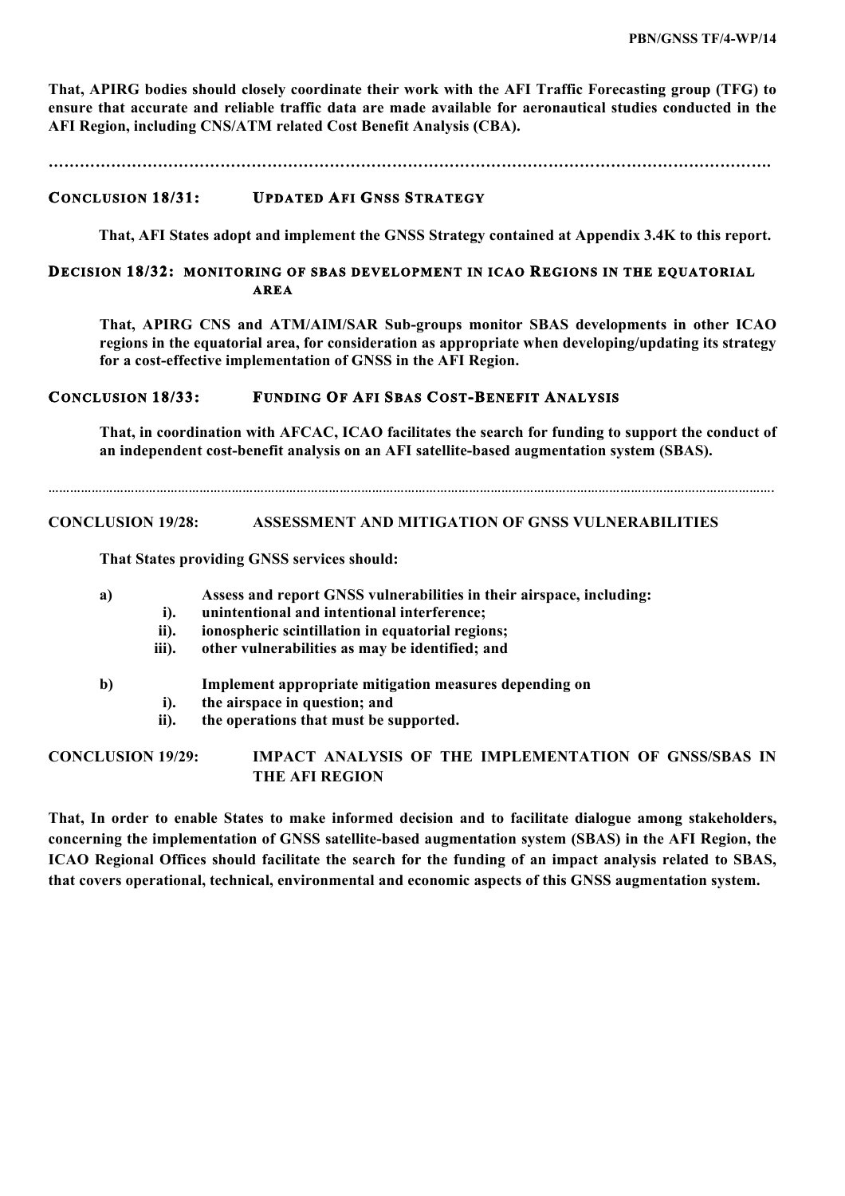**That, APIRG bodies should closely coordinate their work with the AFI Traffic Forecasting group (TFG) to ensure that accurate and reliable traffic data are made available for aeronautical studies conducted in the AFI Region, including CNS/ATM related Cost Benefit Analysis (CBA).**

**……………………………………………………………………………………………………………………….**

**CONCLUSION 18/31: UPDATED AFI GNSS STRATEGY**

**That, AFI States adopt and implement the GNSS Strategy contained at Appendix 3.4K to this report.**

**DECISION 18/32: MONITORING OF SBAS DEVELOPMENT IN ICAO REGIONS IN THE EQUATORIAL AREA**

**That, APIRG CNS and ATM/AIM/SAR Sub-groups monitor SBAS developments in other ICAO regions in the equatorial area, for consideration as appropriate when developing/updating its strategy for a cost-effective implementation of GNSS in the AFI Region.**

**CONCLUSION 18/33: FUNDING OF AFI SBAS COST-BENEFIT ANALYSIS**

**That, in coordination with AFCAC, ICAO facilitates the search for funding to support the conduct of an independent cost-benefit analysis on an AFI satellite-based augmentation system (SBAS).**

……………………………………………………………………………………………………………………………………………………………………

**CONCLUSION 19/28: ASSESSMENT AND MITIGATION OF GNSS VULNERABILITIES**

**That States providing GNSS services should:**

**a) Assess and report GNSS vulnerabilities in their airspace, including:**
- **i). unintentional and intentional interference;**
- **ii). ionospheric scintillation in equatorial regions;**
- **iii). other vulnerabilities as may be identified; and**

**b) Implement appropriate mitigation measures depending on**
- **i). the airspace in question; and**
- **ii). the operations that must be supported.**

**CONCLUSION 19/29: IMPACT ANALYSIS OF THE IMPLEMENTATION OF GNSS/SBAS IN THE AFI REGION**

**That, In order to enable States to make informed decision and to facilitate dialogue among stakeholders, concerning the implementation of GNSS satellite-based augmentation system (SBAS) in the AFI Region, the ICAO Regional Offices should facilitate the search for the funding of an impact analysis related to SBAS, that covers operational, technical, environmental and economic aspects of this GNSS augmentation system.**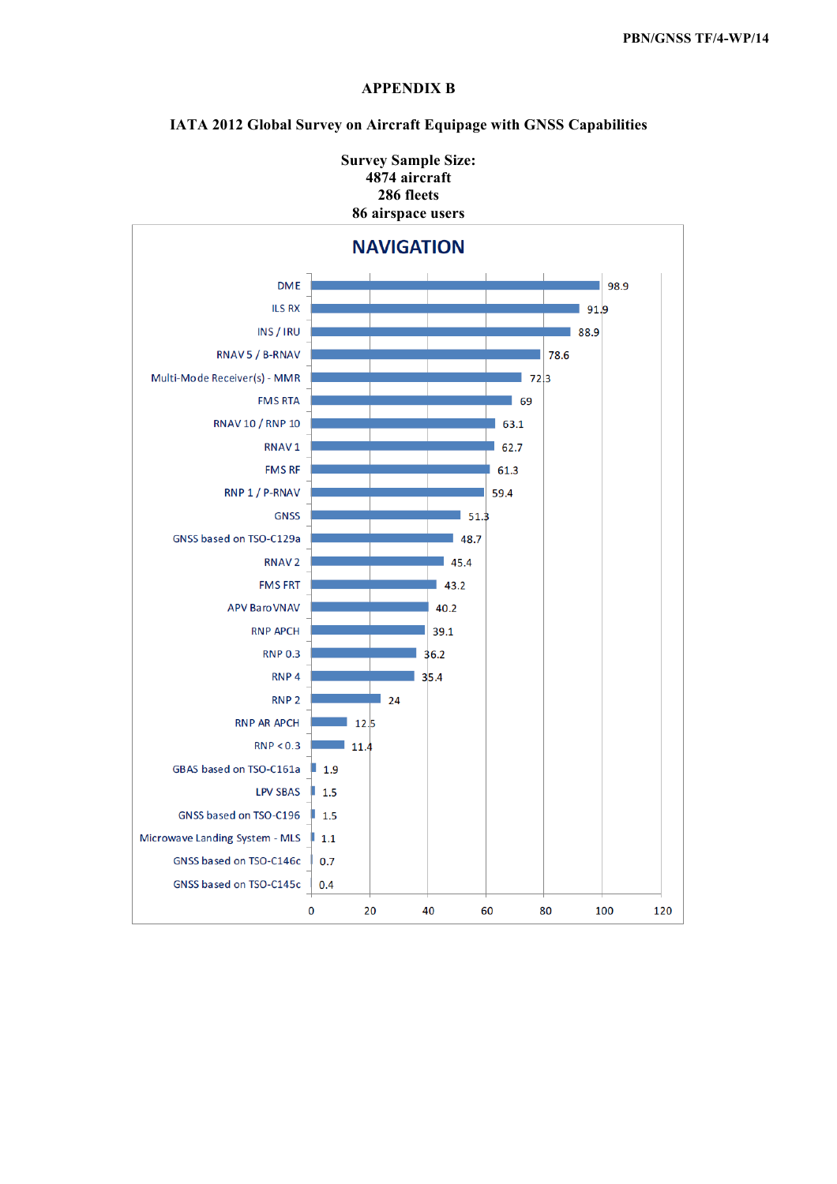# APPENDIX B

## IATA 2012 Global Survey on Aircraft Equipage with GNSS Capabilities

**Survey Sample Size:**
**4874 aircraft**
**286 fleets**
**86 airspace users**

### NAVIGATION

| Capability | Value |
|---|---|
| DME | 98.9 |
| ILS RX | 91.9 |
| INS / IRU | 88.9 |
| RNAV 5 / B-RNAV | 78.6 |
| Multi-Mode Receiver(s) - MMR | 72.3 |
| FMS RTA | 69 |
| RNAV 10 / RNP 10 | 63.1 |
| RNAV 1 | 62.7 |
| FMS RF | 61.3 |
| RNP 1 / P-RNAV | 59.4 |
| GNSS | 51.3 |
| GNSS based on TSO-C129a | 48.7 |
| RNAV 2 | 45.4 |
| FMS FRT | 43.2 |
| APV Baro VNAV | 40.2 |
| RNP APCH | 39.1 |
| RNP 0.3 | 36.2 |
| RNP 4 | 35.4 |
| RNP 2 | 24 |
| RNP AR APCH | 12.5 |
| RNP < 0.3 | 11.4 |
| GBAS based on TSO-C161a | 1.9 |
| LPV SBAS | 1.5 |
| GNSS based on TSO-C196 | 1.5 |
| Microwave Landing System - MLS | 1.1 |
| GNSS based on TSO-C146c | 0.7 |
| GNSS based on TSO-C145c | 0.4 |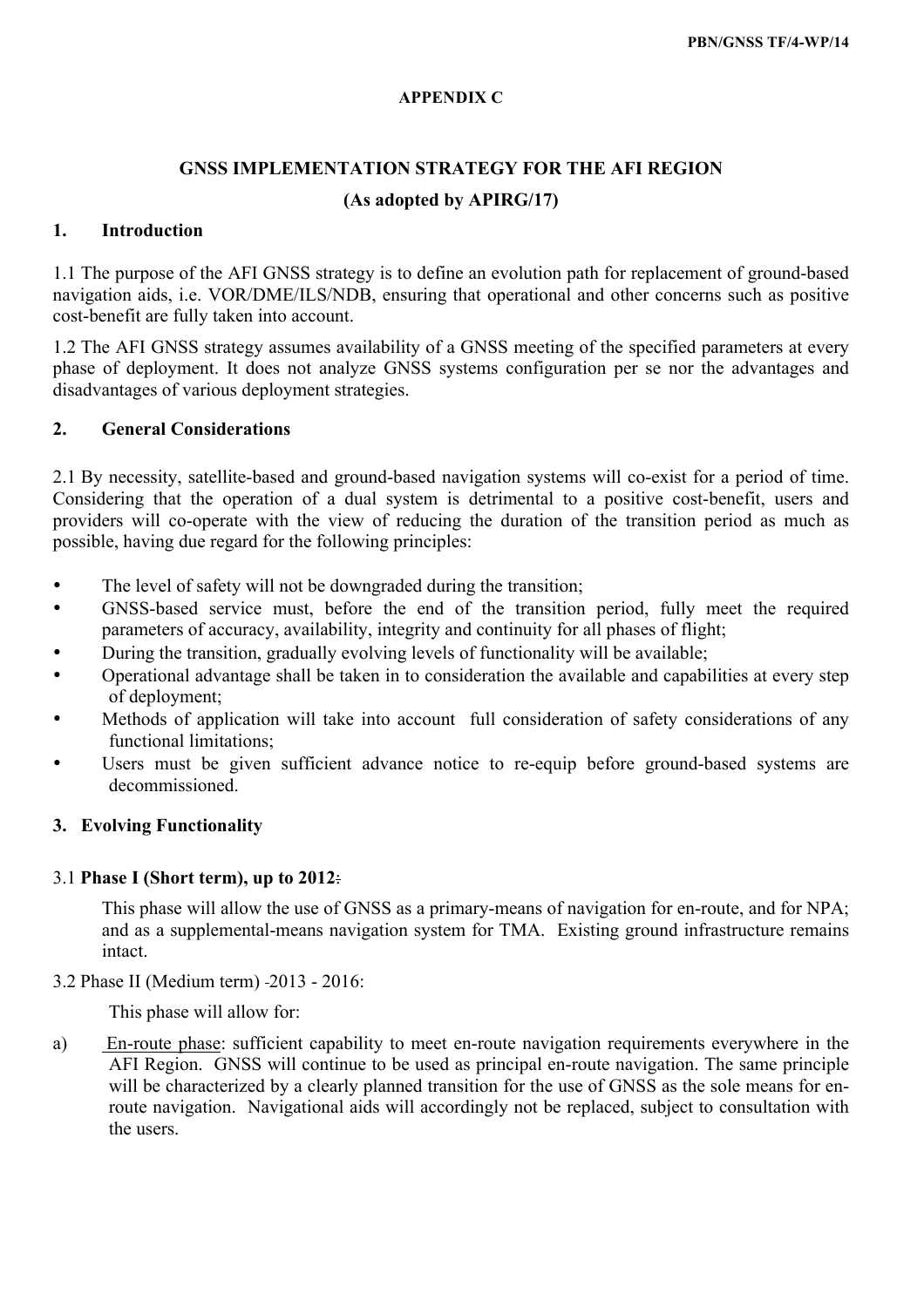**APPENDIX C**

# GNSS IMPLEMENTATION STRATEGY FOR THE AFI REGION

**(As adopted by APIRG/17)**

## 1. Introduction

1.1 The purpose of the AFI GNSS strategy is to define an evolution path for replacement of ground-based navigation aids, i.e. VOR/DME/ILS/NDB, ensuring that operational and other concerns such as positive cost-benefit are fully taken into account.

1.2 The AFI GNSS strategy assumes availability of a GNSS meeting of the specified parameters at every phase of deployment. It does not analyze GNSS systems configuration per se nor the advantages and disadvantages of various deployment strategies.

## 2. General Considerations

2.1 By necessity, satellite-based and ground-based navigation systems will co-exist for a period of time. Considering that the operation of a dual system is detrimental to a positive cost-benefit, users and providers will co-operate with the view of reducing the duration of the transition period as much as possible, having due regard for the following principles:

- The level of safety will not be downgraded during the transition;
- GNSS-based service must, before the end of the transition period, fully meet the required parameters of accuracy, availability, integrity and continuity for all phases of flight;
- During the transition, gradually evolving levels of functionality will be available;
- Operational advantage shall be taken in to consideration the available and capabilities at every step of deployment;
- Methods of application will take into account full consideration of safety considerations of any functional limitations;
- Users must be given sufficient advance notice to re-equip before ground-based systems are decommissioned.

## 3. Evolving Functionality

3.1 **Phase I (Short term), up to 2012**:

This phase will allow the use of GNSS as a primary-means of navigation for en-route, and for NPA; and as a supplemental-means navigation system for TMA. Existing ground infrastructure remains intact.

3.2 Phase II (Medium term) -2013 - 2016:

This phase will allow for:

a) En-route phase: sufficient capability to meet en-route navigation requirements everywhere in the AFI Region. GNSS will continue to be used as principal en-route navigation. The same principle will be characterized by a clearly planned transition for the use of GNSS as the sole means for en-route navigation. Navigational aids will accordingly not be replaced, subject to consultation with the users.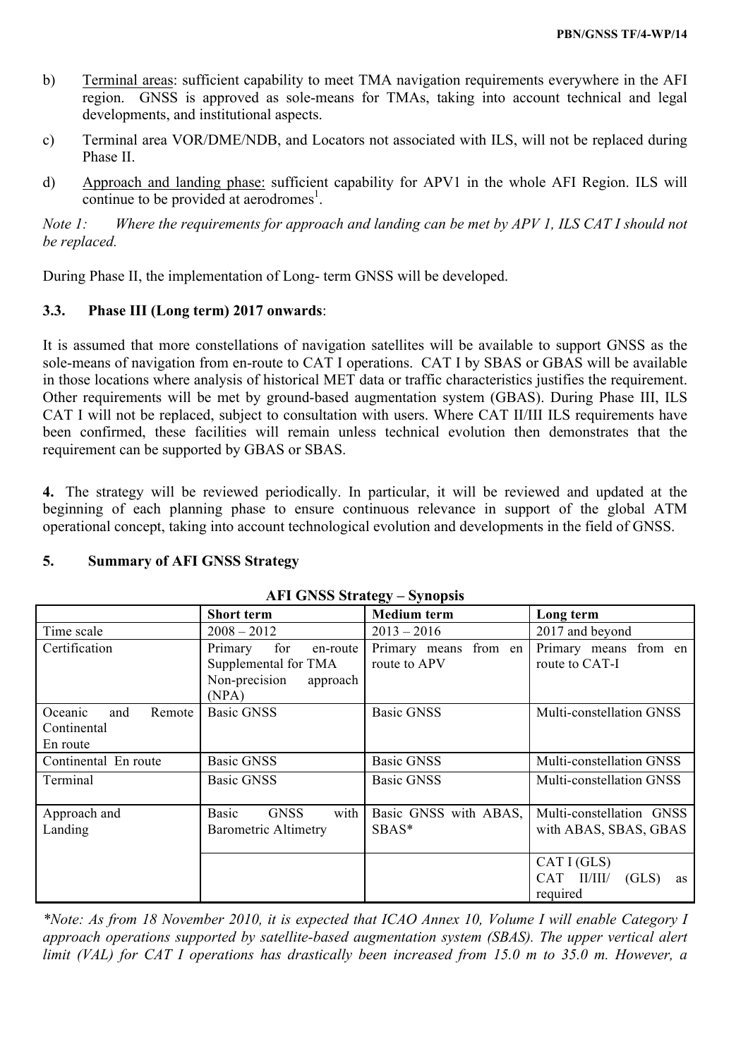b) Terminal areas: sufficient capability to meet TMA navigation requirements everywhere in the AFI region. GNSS is approved as sole-means for TMAs, taking into account technical and legal developments, and institutional aspects.

c) Terminal area VOR/DME/NDB, and Locators not associated with ILS, will not be replaced during Phase II.

d) Approach and landing phase: sufficient capability for APV1 in the whole AFI Region. ILS will continue to be provided at aerodromes[1].

*Note 1: Where the requirements for approach and landing can be met by APV 1, ILS CAT I should not be replaced.*

During Phase II, the implementation of Long- term GNSS will be developed.

### 3.3. Phase III (Long term) 2017 onwards:

It is assumed that more constellations of navigation satellites will be available to support GNSS as the sole-means of navigation from en-route to CAT I operations. CAT I by SBAS or GBAS will be available in those locations where analysis of historical MET data or traffic characteristics justifies the requirement. Other requirements will be met by ground-based augmentation system (GBAS). During Phase III, ILS CAT I will not be replaced, subject to consultation with users. Where CAT II/III ILS requirements have been confirmed, these facilities will remain unless technical evolution then demonstrates that the requirement can be supported by GBAS or SBAS.

**4.** The strategy will be reviewed periodically. In particular, it will be reviewed and updated at the beginning of each planning phase to ensure continuous relevance in support of the global ATM operational concept, taking into account technological evolution and developments in the field of GNSS.

## 5. Summary of AFI GNSS Strategy

**AFI GNSS Strategy – Synopsis**

| | Short term | Medium term | Long term |
|---|---|---|---|
| Time scale | 2008 – 2012 | 2013 – 2016 | 2017 and beyond |
| Certification | Primary for en-route<br>Supplemental for TMA<br>Non-precision approach (NPA) | Primary means from en route to APV | Primary means from en route to CAT-I |
| Oceanic and Remote Continental En route | Basic GNSS | Basic GNSS | Multi-constellation GNSS |
| Continental En route | Basic GNSS | Basic GNSS | Multi-constellation GNSS |
| Terminal | Basic GNSS | Basic GNSS | Multi-constellation GNSS |
| Approach and Landing | Basic GNSS with Barometric Altimetry | Basic GNSS with ABAS, SBAS* | Multi-constellation GNSS with ABAS, SBAS, GBAS |
| | | | CAT I (GLS)<br>CAT II/III/ (GLS) as required |

*\*Note: As from 18 November 2010, it is expected that ICAO Annex 10, Volume I will enable Category I approach operations supported by satellite-based augmentation system (SBAS). The upper vertical alert limit (VAL) for CAT I operations has drastically been increased from 15.0 m to 35.0 m. However, a*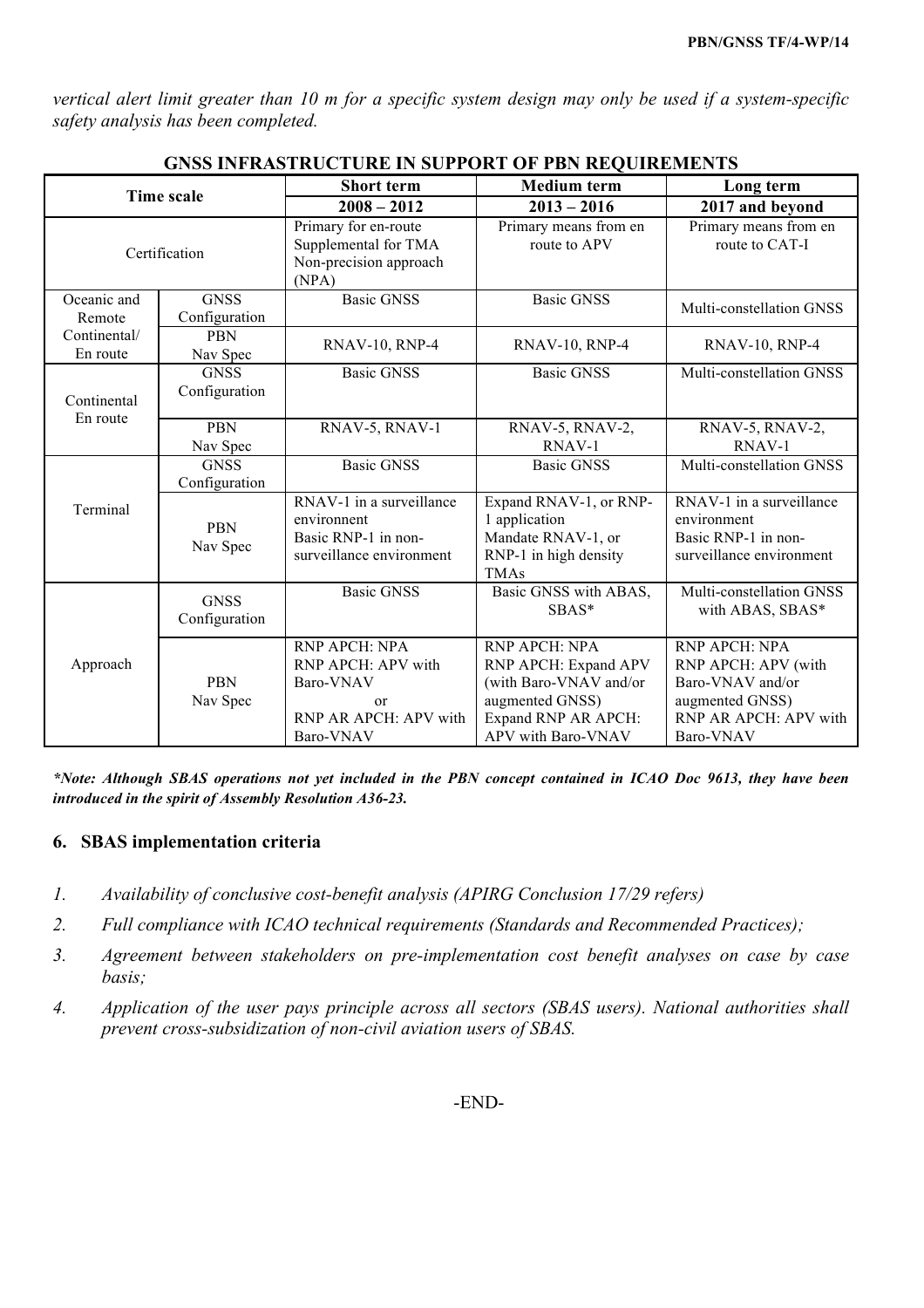*vertical alert limit greater than 10 m for a specific system design may only be used if a system-specific safety analysis has been completed.*

**GNSS INFRASTRUCTURE IN SUPPORT OF PBN REQUIREMENTS**

| Time scale | | Short term | Medium term | Long term |
|---|---|---|---|---|
| | | 2008 – 2012 | 2013 – 2016 | 2017 and beyond |
| Certification | | Primary for en-route<br>Supplemental for TMA<br>Non-precision approach (NPA) | Primary means from en route to APV | Primary means from en route to CAT-I |
| Oceanic and Remote Continental/ En route | GNSS Configuration | Basic GNSS | Basic GNSS | Multi-constellation GNSS |
| | PBN Nav Spec | RNAV-10, RNP-4 | RNAV-10, RNP-4 | RNAV-10, RNP-4 |
| Continental En route | GNSS Configuration | Basic GNSS | Basic GNSS | Multi-constellation GNSS |
| | PBN Nav Spec | RNAV-5, RNAV-1 | RNAV-5, RNAV-2, RNAV-1 | RNAV-5, RNAV-2, RNAV-1 |
| Terminal | GNSS Configuration | Basic GNSS | Basic GNSS | Multi-constellation GNSS |
| | PBN Nav Spec | RNAV-1 in a surveillance environnent<br>Basic RNP-1 in non-surveillance environment | Expand RNAV-1, or RNP-1 application<br>Mandate RNAV-1, or RNP-1 in high density TMAs | RNAV-1 in a surveillance environment<br>Basic RNP-1 in non-surveillance environment |
| Approach | GNSS Configuration | Basic GNSS | Basic GNSS with ABAS, SBAS* | Multi-constellation GNSS with ABAS, SBAS* |
| | PBN Nav Spec | RNP APCH: NPA<br>RNP APCH: APV with Baro-VNAV<br>or<br>RNP AR APCH: APV with Baro-VNAV | RNP APCH: NPA<br>RNP APCH: Expand APV (with Baro-VNAV and/or augmented GNSS)<br>Expand RNP AR APCH: APV with Baro-VNAV | RNP APCH: NPA<br>RNP APCH: APV (with Baro-VNAV and/or augmented GNSS)<br>RNP AR APCH: APV with Baro-VNAV |

***Note: Although SBAS operations not yet included in the PBN concept contained in ICAO Doc 9613, they have been introduced in the spirit of Assembly Resolution A36-23.***

## 6. SBAS implementation criteria

1. *Availability of conclusive cost-benefit analysis (APIRG Conclusion 17/29 refers)*
2. *Full compliance with ICAO technical requirements (Standards and Recommended Practices);*
3. *Agreement between stakeholders on pre-implementation cost benefit analyses on case by case basis;*
4. *Application of the user pays principle across all sectors (SBAS users). National authorities shall prevent cross-subsidization of non-civil aviation users of SBAS.*

-END-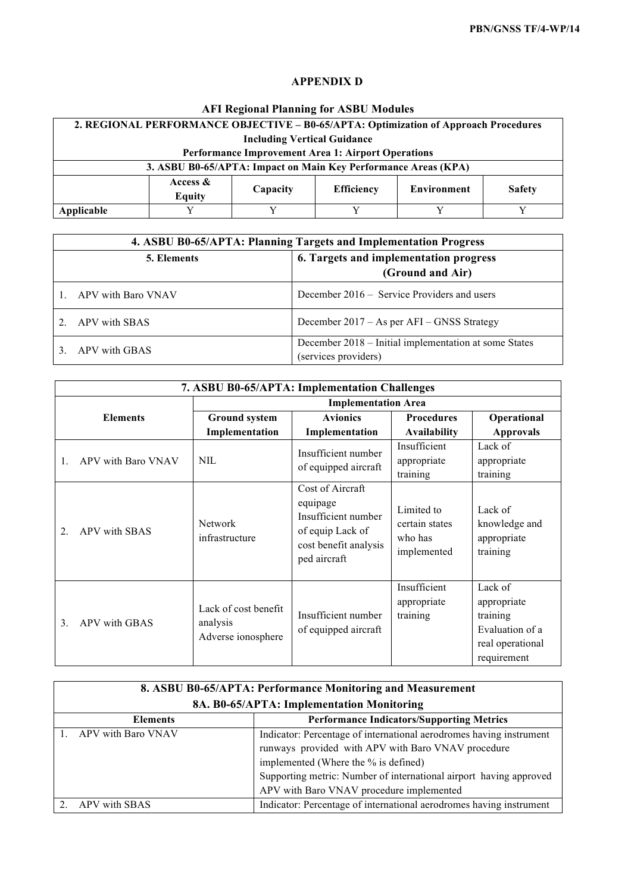## APPENDIX D

### AFI Regional Planning for ASBU Modules

| 2. REGIONAL PERFORMANCE OBJECTIVE – B0-65/APTA: Optimization of Approach Procedures Including Vertical Guidance<br>Performance Improvement Area 1: Airport Operations | | | | | |
|---|---|---|---|---|---|
| **3. ASBU B0-65/APTA: Impact on Main Key Performance Areas (KPA)** | | | | | |
| | **Access & Equity** | **Capacity** | **Efficiency** | **Environment** | **Safety** |
| **Applicable** | Y | Y | Y | Y | Y |

| 4. ASBU B0-65/APTA: Planning Targets and Implementation Progress | |
|---|---|
| **5. Elements** | **6. Targets and implementation progress (Ground and Air)** |
| 1. APV with Baro VNAV | December 2016 – Service Providers and users |
| 2. APV with SBAS | December 2017 – As per AFI – GNSS Strategy |
| 3. APV with GBAS | December 2018 – Initial implementation at some States (services providers) |

| 7. ASBU B0-65/APTA: Implementation Challenges | | | | |
|---|---|---|---|---|
| | **Implementation Area** | | | |
| **Elements** | **Ground system Implementation** | **Avionics Implementation** | **Procedures Availability** | **Operational Approvals** |
| 1. APV with Baro VNAV | NIL | Insufficient number of equipped aircraft | Insufficient appropriate training | Lack of appropriate training |
| 2. APV with SBAS | Network infrastructure | Cost of Aircraft equipage Insufficient number of equip Lack of cost benefit analysis ped aircraft | Limited to certain states who has implemented | Lack of knowledge and appropriate training |
| 3. APV with GBAS | Lack of cost benefit analysis Adverse ionosphere | Insufficient number of equipped aircraft | Insufficient appropriate training | Lack of appropriate training Evaluation of a real operational requirement |

| 8. ASBU B0-65/APTA: Performance Monitoring and Measurement<br>8A. B0-65/APTA: Implementation Monitoring | |
|---|---|
| **Elements** | **Performance Indicators/Supporting Metrics** |
| 1. APV with Baro VNAV | Indicator: Percentage of international aerodromes having instrument runways provided with APV with Baro VNAV procedure implemented (Where the % is defined)<br>Supporting metric: Number of international airport having approved APV with Baro VNAV procedure implemented |
| 2. APV with SBAS | Indicator: Percentage of international aerodromes having instrument |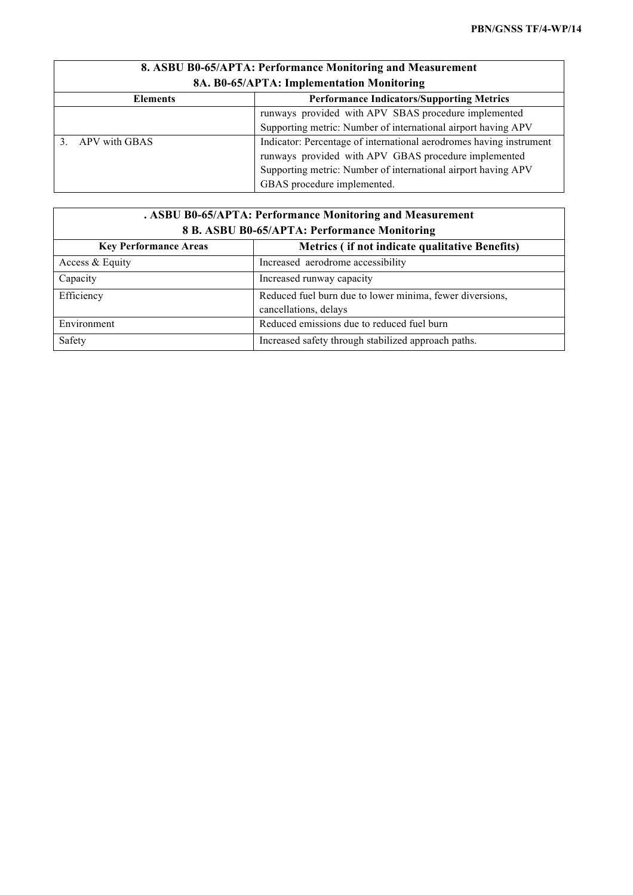| 8. ASBU B0-65/APTA: Performance Monitoring and Measurement<br>8A. B0-65/APTA: Implementation Monitoring | |
|---|---|
| **Elements** | **Performance Indicators/Supporting Metrics** |
| | runways provided with APV SBAS procedure implemented<br>Supporting metric: Number of international airport having APV |
| 3. APV with GBAS | Indicator: Percentage of international aerodromes having instrument runways provided with APV GBAS procedure implemented<br>Supporting metric: Number of international airport having APV GBAS procedure implemented. |

| . ASBU B0-65/APTA: Performance Monitoring and Measurement<br>8 B. ASBU B0-65/APTA: Performance Monitoring | |
|---|---|
| **Key Performance Areas** | **Metrics ( if not indicate qualitative Benefits)** |
| Access & Equity | Increased aerodrome accessibility |
| Capacity | Increased runway capacity |
| Efficiency | Reduced fuel burn due to lower minima, fewer diversions, cancellations, delays |
| Environment | Reduced emissions due to reduced fuel burn |
| Safety | Increased safety through stabilized approach paths. |